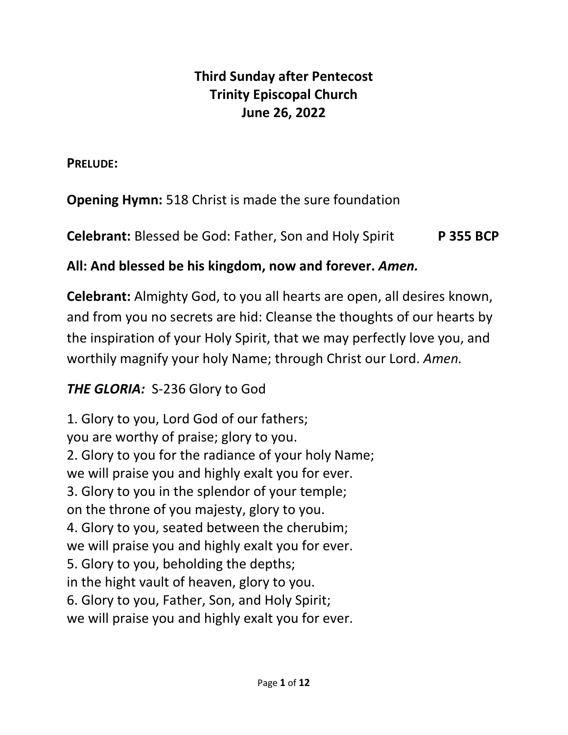# Third Sunday after Pentecost
# Trinity Episcopal Church
# June 26, 2022

**PRELUDE:**

**Opening Hymn:** 518 Christ is made the sure foundation

**Celebrant:** Blessed be God: Father, Son and Holy Spirit **P 355 BCP**

**All: And blessed be his kingdom, now and forever.** ***Amen.***

**Celebrant:** Almighty God, to you all hearts are open, all desires known, and from you no secrets are hid: Cleanse the thoughts of our hearts by the inspiration of your Holy Spirit, that we may perfectly love you, and worthily magnify your holy Name; through Christ our Lord. *Amen.*

***THE GLORIA:*** S-236 Glory to God

1. Glory to you, Lord God of our fathers;
you are worthy of praise; glory to you.
2. Glory to you for the radiance of your holy Name;
we will praise you and highly exalt you for ever.
3. Glory to you in the splendor of your temple;
on the throne of you majesty, glory to you.
4. Glory to you, seated between the cherubim;
we will praise you and highly exalt you for ever.
5. Glory to you, beholding the depths;
in the hight vault of heaven, glory to you.
6. Glory to you, Father, Son, and Holy Spirit;
we will praise you and highly exalt you for ever.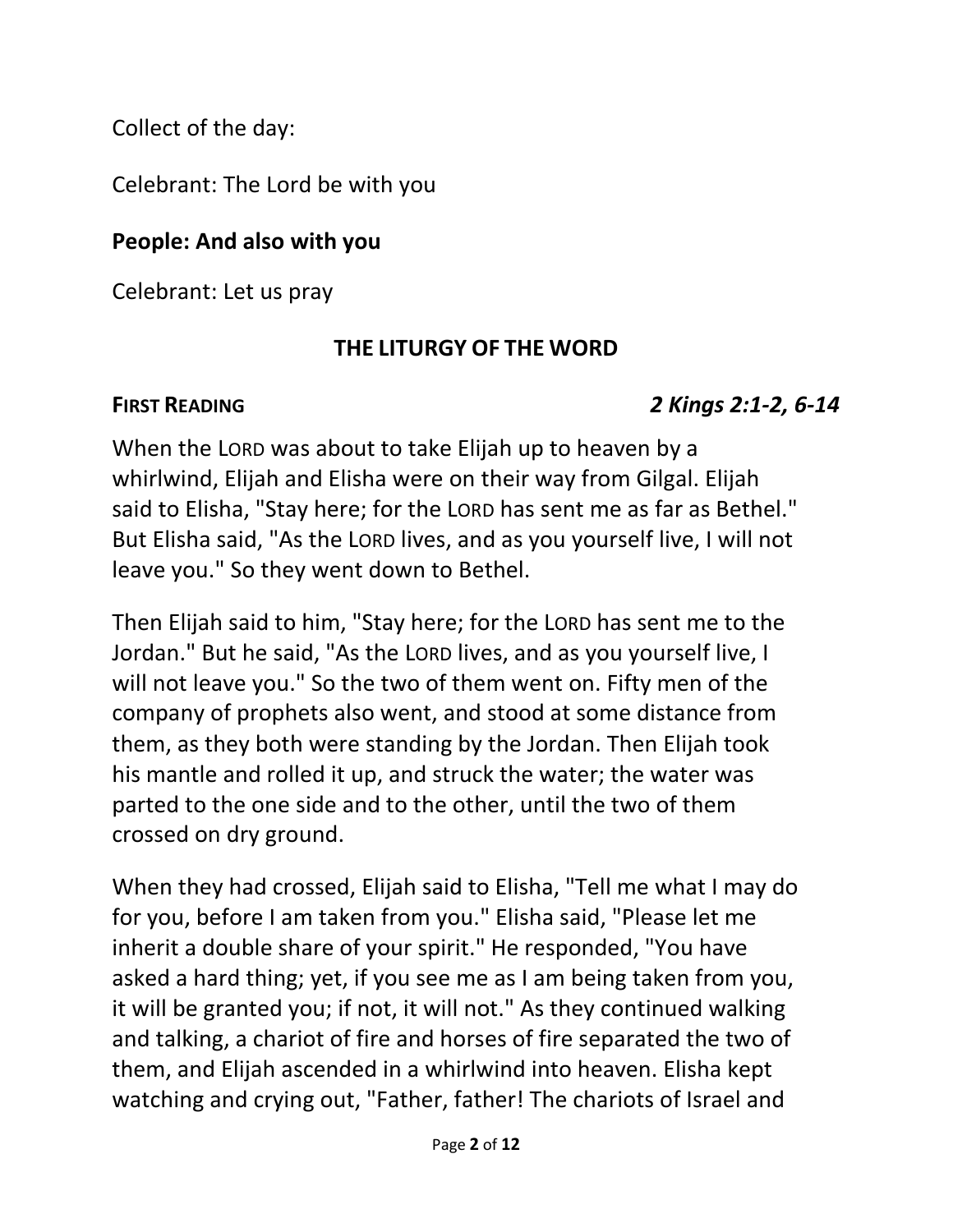Collect of the day:

Celebrant: The Lord be with you

**People: And also with you**

Celebrant: Let us pray

## THE LITURGY OF THE WORD

**FIRST READING** *2 Kings 2:1-2, 6-14*

When the LORD was about to take Elijah up to heaven by a whirlwind, Elijah and Elisha were on their way from Gilgal. Elijah said to Elisha, "Stay here; for the LORD has sent me as far as Bethel." But Elisha said, "As the LORD lives, and as you yourself live, I will not leave you." So they went down to Bethel.

Then Elijah said to him, "Stay here; for the LORD has sent me to the Jordan." But he said, "As the LORD lives, and as you yourself live, I will not leave you." So the two of them went on. Fifty men of the company of prophets also went, and stood at some distance from them, as they both were standing by the Jordan. Then Elijah took his mantle and rolled it up, and struck the water; the water was parted to the one side and to the other, until the two of them crossed on dry ground.

When they had crossed, Elijah said to Elisha, "Tell me what I may do for you, before I am taken from you." Elisha said, "Please let me inherit a double share of your spirit." He responded, "You have asked a hard thing; yet, if you see me as I am being taken from you, it will be granted you; if not, it will not." As they continued walking and talking, a chariot of fire and horses of fire separated the two of them, and Elijah ascended in a whirlwind into heaven. Elisha kept watching and crying out, "Father, father! The chariots of Israel and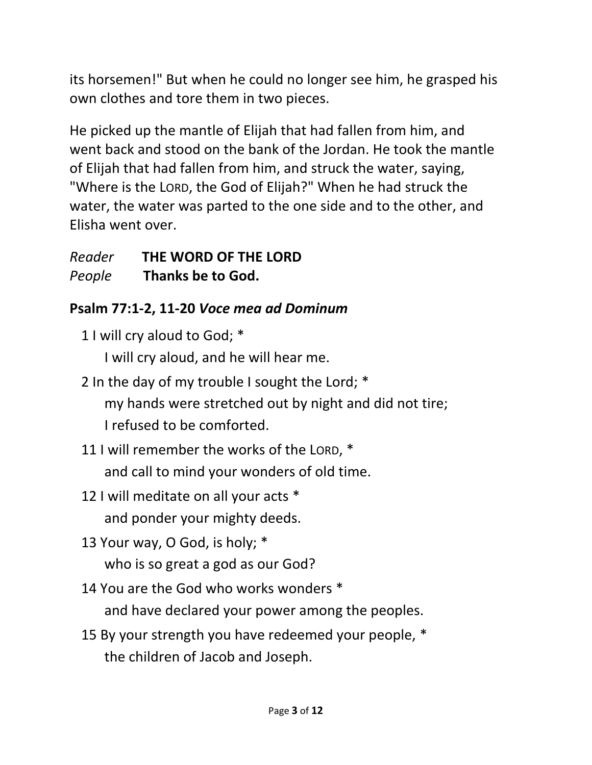its horsemen!" But when he could no longer see him, he grasped his own clothes and tore them in two pieces.

He picked up the mantle of Elijah that had fallen from him, and went back and stood on the bank of the Jordan. He took the mantle of Elijah that had fallen from him, and struck the water, saying, "Where is the LORD, the God of Elijah?" When he had struck the water, the water was parted to the one side and to the other, and Elisha went over.

*Reader* **THE WORD OF THE LORD**
*People* **Thanks be to God.**

### Psalm 77:1-2, 11-20 *Voce mea ad Dominum*

1 I will cry aloud to God; *
  I will cry aloud, and he will hear me.

2 In the day of my trouble I sought the Lord; *
  my hands were stretched out by night and did not tire;
  I refused to be comforted.

11 I will remember the works of the LORD, *
  and call to mind your wonders of old time.

12 I will meditate on all your acts *
  and ponder your mighty deeds.

13 Your way, O God, is holy; *
  who is so great a god as our God?

14 You are the God who works wonders *
  and have declared your power among the peoples.

15 By your strength you have redeemed your people, *
  the children of Jacob and Joseph.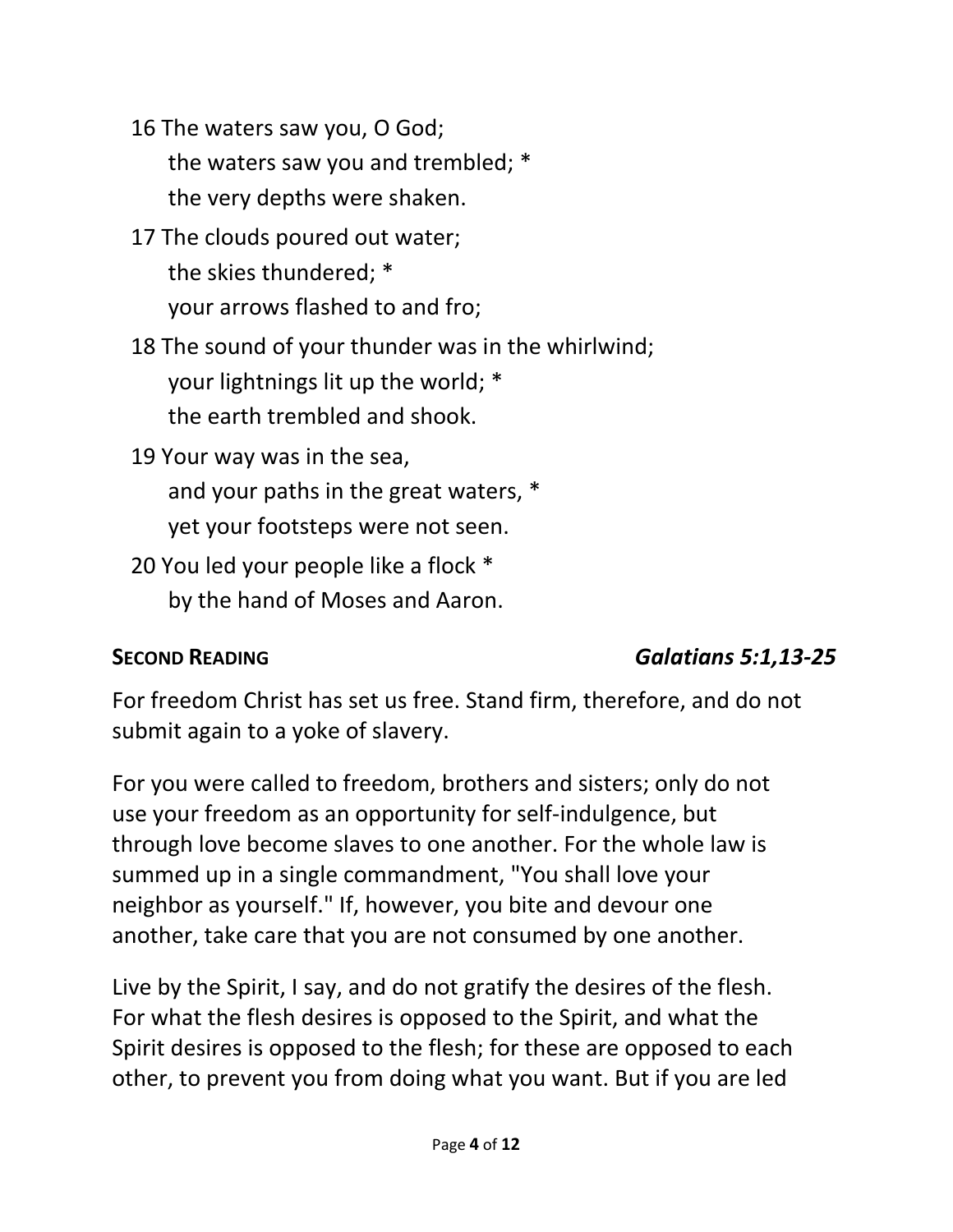16 The waters saw you, O God;
  the waters saw you and trembled; *
  the very depths were shaken.

17 The clouds poured out water;
  the skies thundered; *
  your arrows flashed to and fro;

18 The sound of your thunder was in the whirlwind;
  your lightnings lit up the world; *
  the earth trembled and shook.

19 Your way was in the sea,
  and your paths in the great waters, *
  yet your footsteps were not seen.

20 You led your people like a flock *
  by the hand of Moses and Aaron.

**SECOND READING** *Galatians 5:1,13-25*

For freedom Christ has set us free. Stand firm, therefore, and do not submit again to a yoke of slavery.

For you were called to freedom, brothers and sisters; only do not use your freedom as an opportunity for self-indulgence, but through love become slaves to one another. For the whole law is summed up in a single commandment, "You shall love your neighbor as yourself." If, however, you bite and devour one another, take care that you are not consumed by one another.

Live by the Spirit, I say, and do not gratify the desires of the flesh. For what the flesh desires is opposed to the Spirit, and what the Spirit desires is opposed to the flesh; for these are opposed to each other, to prevent you from doing what you want. But if you are led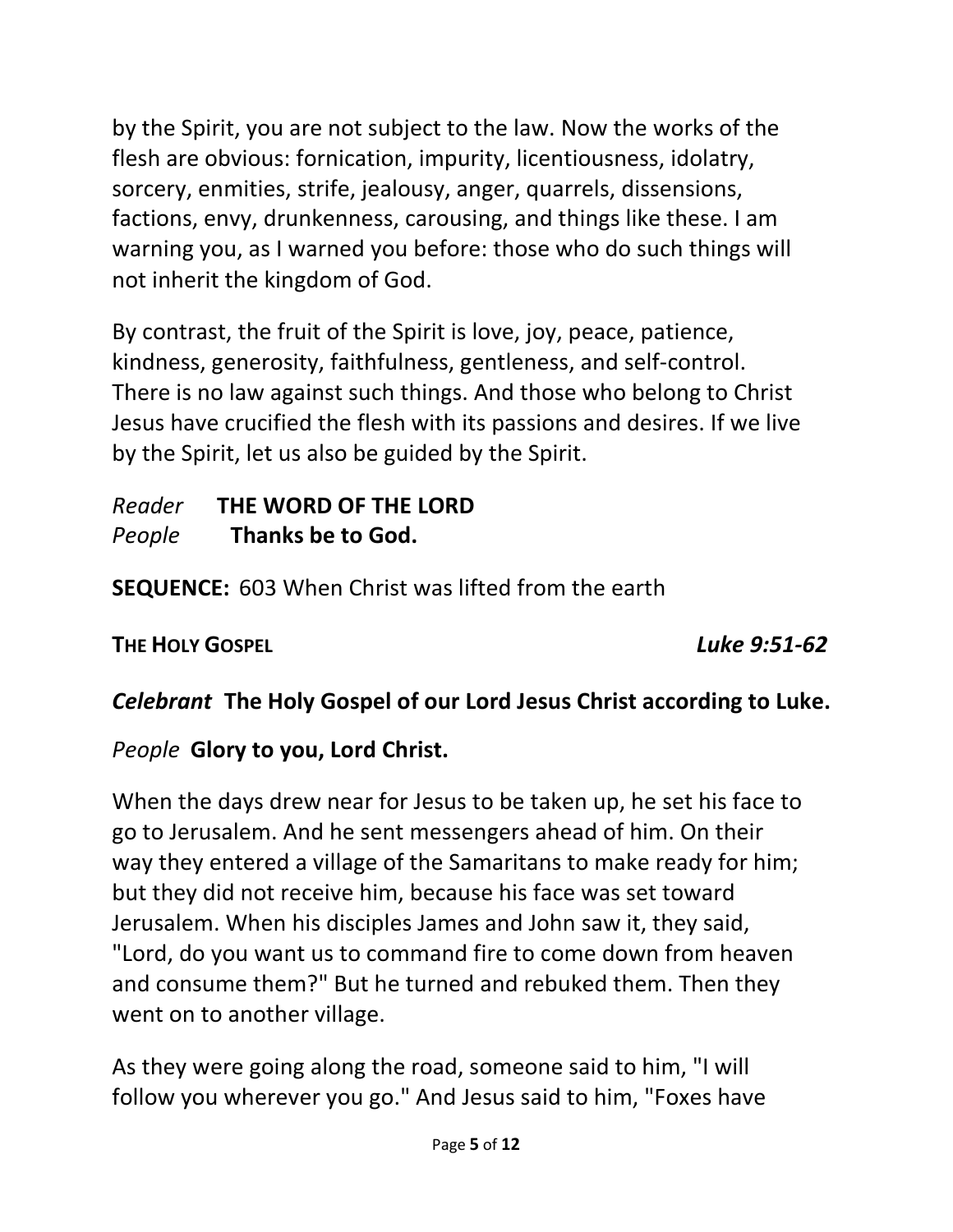by the Spirit, you are not subject to the law. Now the works of the flesh are obvious: fornication, impurity, licentiousness, idolatry, sorcery, enmities, strife, jealousy, anger, quarrels, dissensions, factions, envy, drunkenness, carousing, and things like these. I am warning you, as I warned you before: those who do such things will not inherit the kingdom of God.

By contrast, the fruit of the Spirit is love, joy, peace, patience, kindness, generosity, faithfulness, gentleness, and self-control. There is no law against such things. And those who belong to Christ Jesus have crucified the flesh with its passions and desires. If we live by the Spirit, let us also be guided by the Spirit.

*Reader* **THE WORD OF THE LORD**
*People* **Thanks be to God.**

**SEQUENCE:** 603 When Christ was lifted from the earth

**THE HOLY GOSPEL** *Luke 9:51-62*

***Celebrant*** **The Holy Gospel of our Lord Jesus Christ according to Luke.**

*People* **Glory to you, Lord Christ.**

When the days drew near for Jesus to be taken up, he set his face to go to Jerusalem. And he sent messengers ahead of him. On their way they entered a village of the Samaritans to make ready for him; but they did not receive him, because his face was set toward Jerusalem. When his disciples James and John saw it, they said, "Lord, do you want us to command fire to come down from heaven and consume them?" But he turned and rebuked them. Then they went on to another village.

As they were going along the road, someone said to him, "I will follow you wherever you go." And Jesus said to him, "Foxes have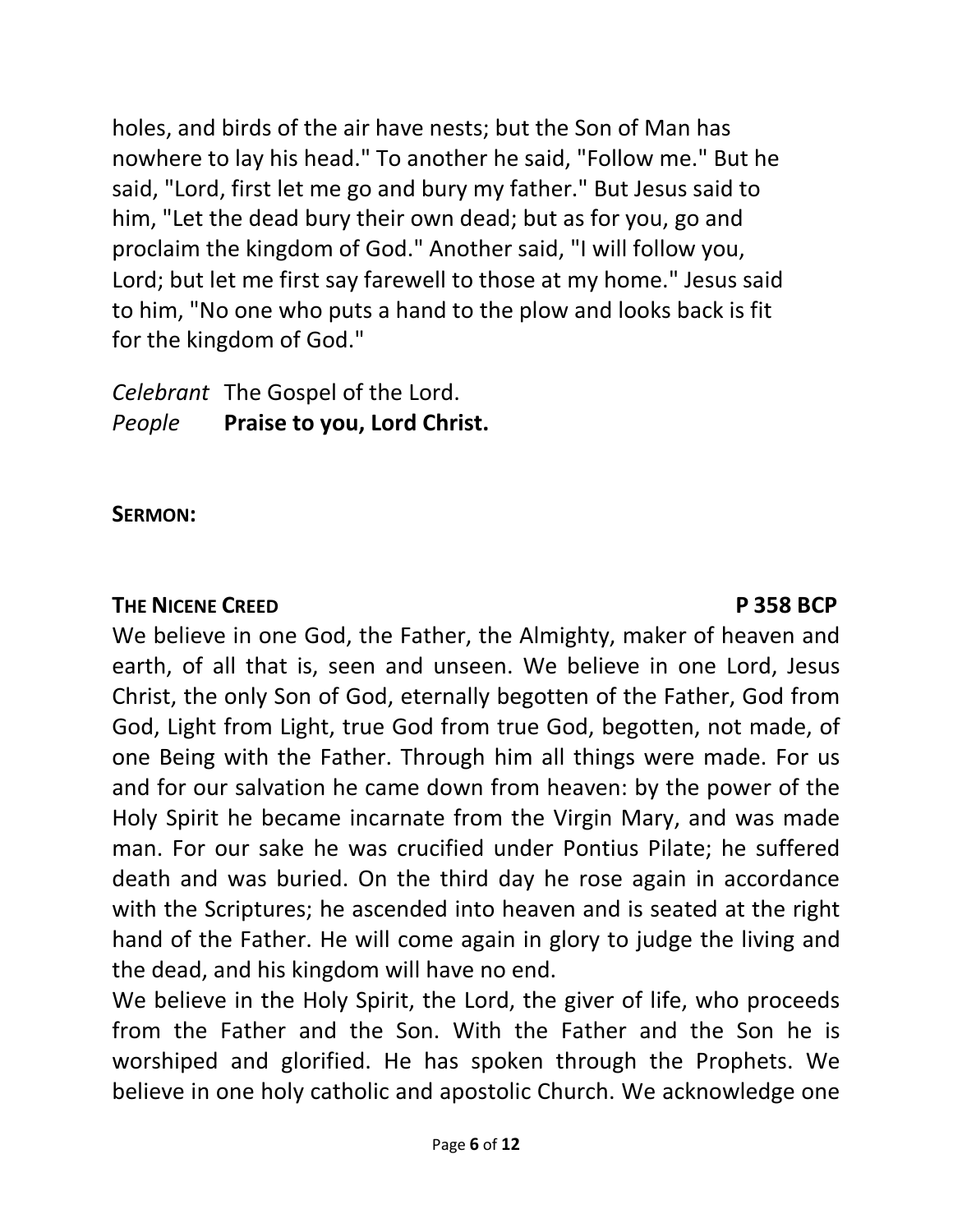holes, and birds of the air have nests; but the Son of Man has nowhere to lay his head." To another he said, "Follow me." But he said, "Lord, first let me go and bury my father." But Jesus said to him, "Let the dead bury their own dead; but as for you, go and proclaim the kingdom of God." Another said, "I will follow you, Lord; but let me first say farewell to those at my home." Jesus said to him, "No one who puts a hand to the plow and looks back is fit for the kingdom of God."

*Celebrant* The Gospel of the Lord.
*People* **Praise to you, Lord Christ.**

**SERMON:**

**THE NICENE CREED** **P 358 BCP**

We believe in one God, the Father, the Almighty, maker of heaven and earth, of all that is, seen and unseen. We believe in one Lord, Jesus Christ, the only Son of God, eternally begotten of the Father, God from God, Light from Light, true God from true God, begotten, not made, of one Being with the Father. Through him all things were made. For us and for our salvation he came down from heaven: by the power of the Holy Spirit he became incarnate from the Virgin Mary, and was made man. For our sake he was crucified under Pontius Pilate; he suffered death and was buried. On the third day he rose again in accordance with the Scriptures; he ascended into heaven and is seated at the right hand of the Father. He will come again in glory to judge the living and the dead, and his kingdom will have no end.

We believe in the Holy Spirit, the Lord, the giver of life, who proceeds from the Father and the Son. With the Father and the Son he is worshiped and glorified. He has spoken through the Prophets. We believe in one holy catholic and apostolic Church. We acknowledge one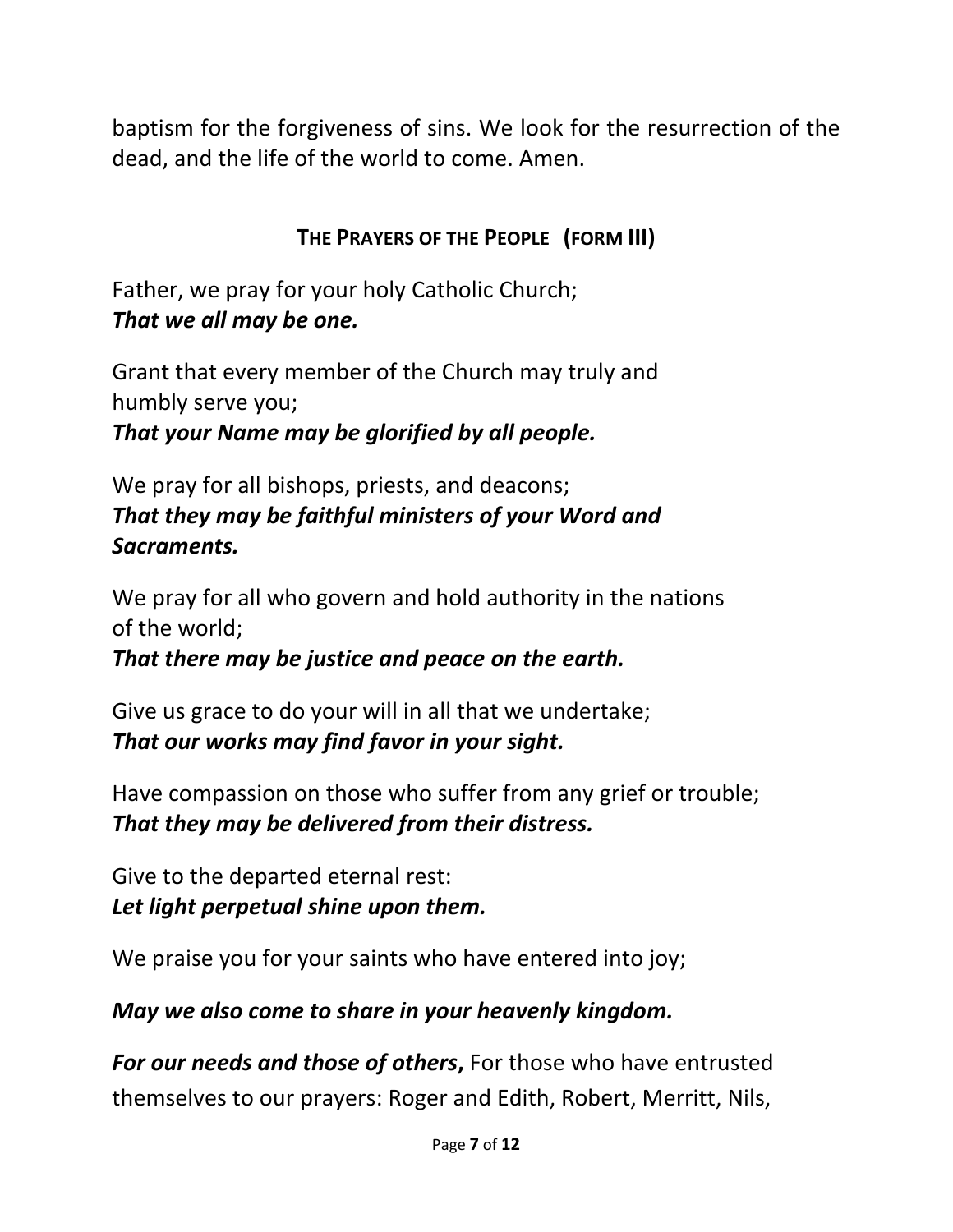baptism for the forgiveness of sins. We look for the resurrection of the dead, and the life of the world to come. Amen.

## **The Prayers of the People (form III)**

Father, we pray for your holy Catholic Church;
***That we all may be one.***

Grant that every member of the Church may truly and humbly serve you;
***That your Name may be glorified by all people.***

We pray for all bishops, priests, and deacons;
***That they may be faithful ministers of your Word and Sacraments.***

We pray for all who govern and hold authority in the nations of the world;
***That there may be justice and peace on the earth.***

Give us grace to do your will in all that we undertake;
***That our works may find favor in your sight.***

Have compassion on those who suffer from any grief or trouble;
***That they may be delivered from their distress.***

Give to the departed eternal rest:
***Let light perpetual shine upon them.***

We praise you for your saints who have entered into joy;

***May we also come to share in your heavenly kingdom.***

***For our needs and those of others*****,** For those who have entrusted themselves to our prayers: Roger and Edith, Robert, Merritt, Nils,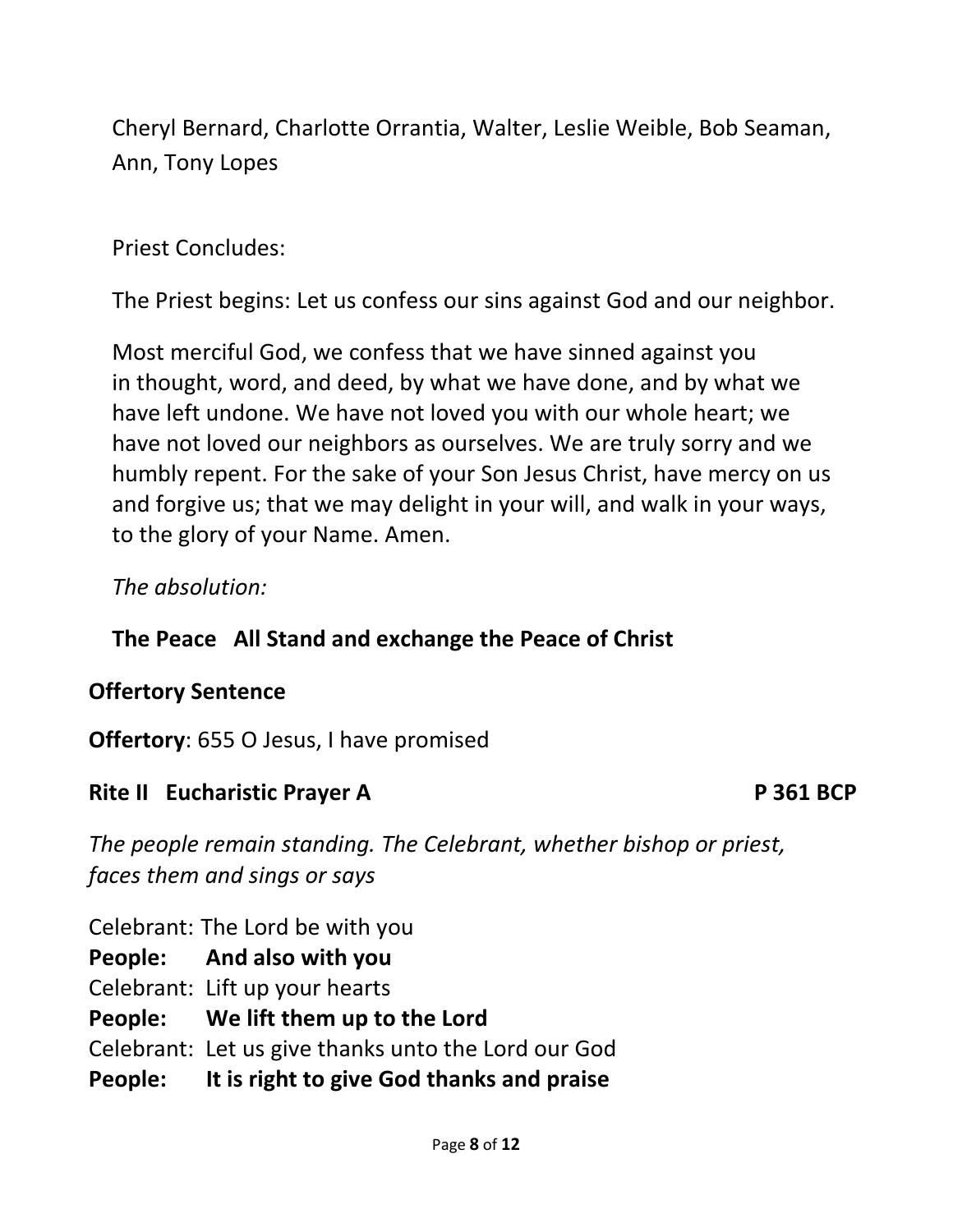Cheryl Bernard, Charlotte Orrantia, Walter, Leslie Weible, Bob Seaman, Ann, Tony Lopes

Priest Concludes:

The Priest begins: Let us confess our sins against God and our neighbor.

Most merciful God, we confess that we have sinned against you in thought, word, and deed, by what we have done, and by what we have left undone. We have not loved you with our whole heart; we have not loved our neighbors as ourselves. We are truly sorry and we humbly repent. For the sake of your Son Jesus Christ, have mercy on us and forgive us; that we may delight in your will, and walk in your ways, to the glory of your Name. Amen.

*The absolution:*

**The Peace All Stand and exchange the Peace of Christ**

**Offertory Sentence**

**Offertory**: 655 O Jesus, I have promised

**Rite II Eucharistic Prayer A P 361 BCP**

*The people remain standing. The Celebrant, whether bishop or priest, faces them and sings or says*

Celebrant: The Lord be with you
**People: And also with you**
Celebrant: Lift up your hearts
**People: We lift them up to the Lord**
Celebrant: Let us give thanks unto the Lord our God
**People: It is right to give God thanks and praise**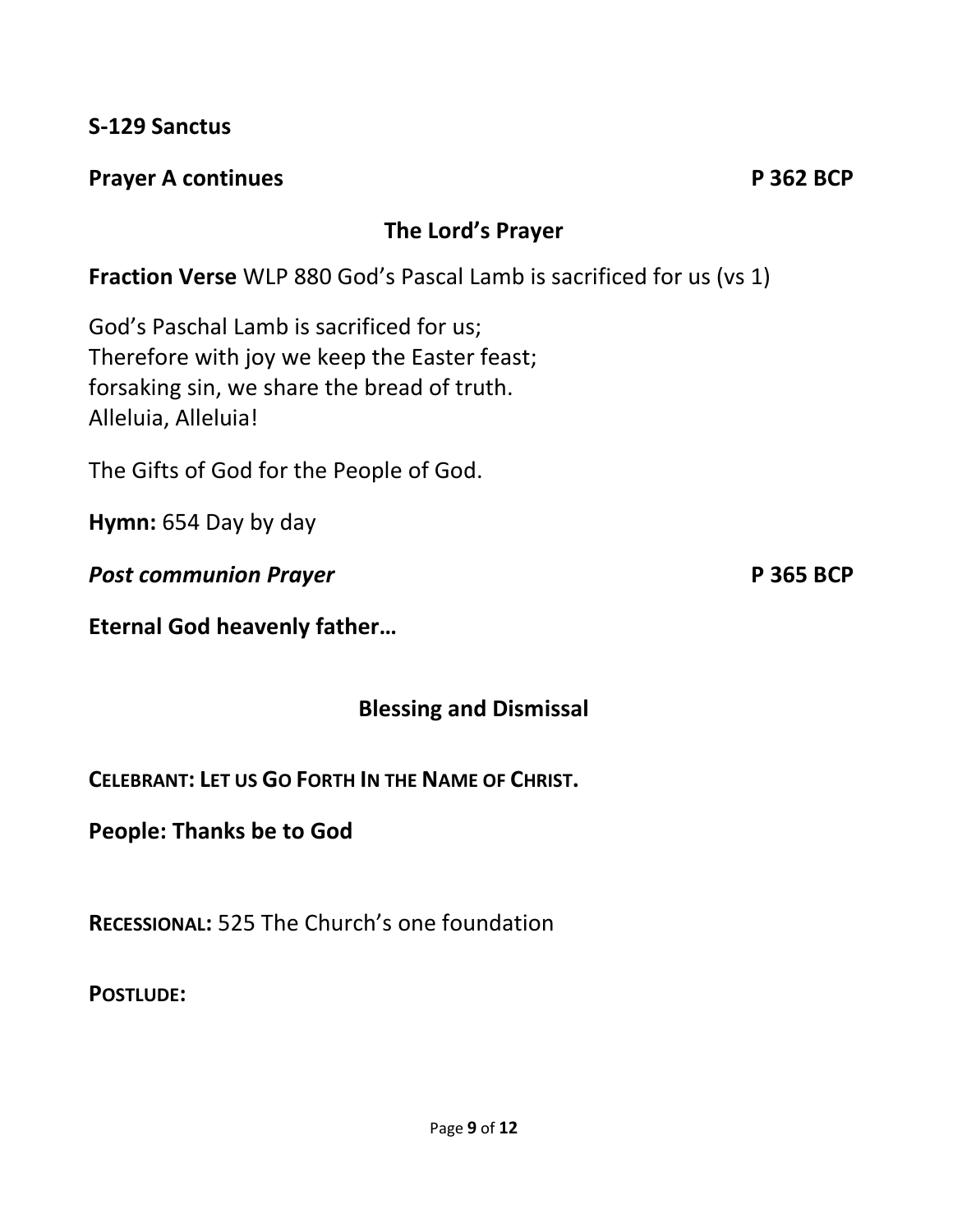**S-129 Sanctus**

**Prayer A continues** **P 362 BCP**

## The Lord's Prayer

**Fraction Verse** WLP 880 God's Pascal Lamb is sacrificed for us (vs 1)

God's Paschal Lamb is sacrificed for us;
Therefore with joy we keep the Easter feast;
forsaking sin, we share the bread of truth.
Alleluia, Alleluia!

The Gifts of God for the People of God.

**Hymn:** 654 Day by day

***Post communion Prayer*** **P 365 BCP**

**Eternal God heavenly father…**

## Blessing and Dismissal

**CELEBRANT: LET US GO FORTH IN THE NAME OF CHRIST.**

**People: Thanks be to God**

**RECESSIONAL:** 525 The Church's one foundation

**POSTLUDE:**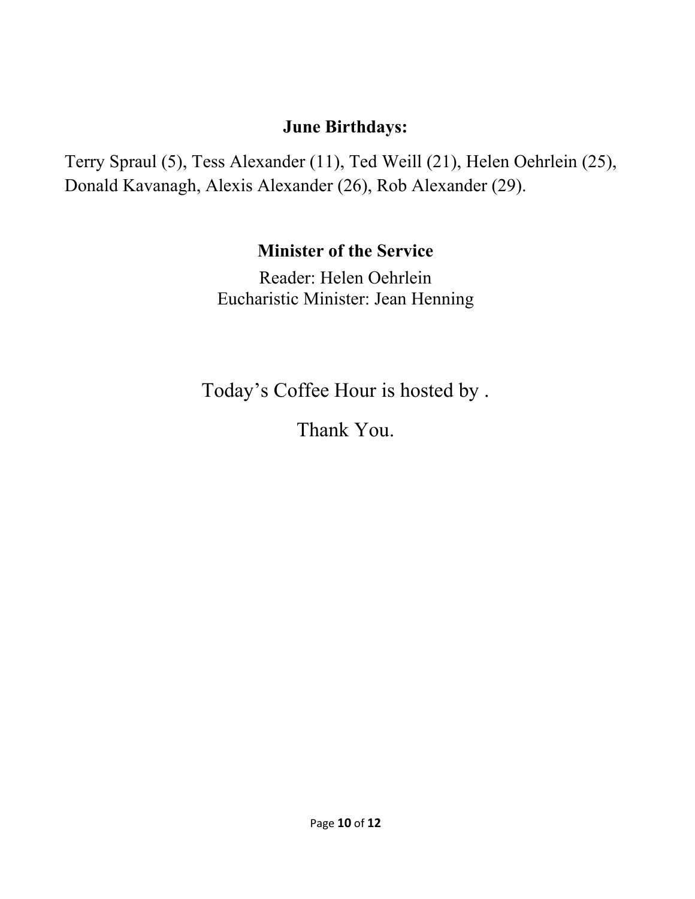## June Birthdays:

Terry Spraul (5), Tess Alexander (11), Ted Weill (21), Helen Oehrlein (25), Donald Kavanagh, Alexis Alexander (26), Rob Alexander (29).

## Minister of the Service

Reader: Helen Oehrlein
Eucharistic Minister: Jean Henning

Today's Coffee Hour is hosted by .

Thank You.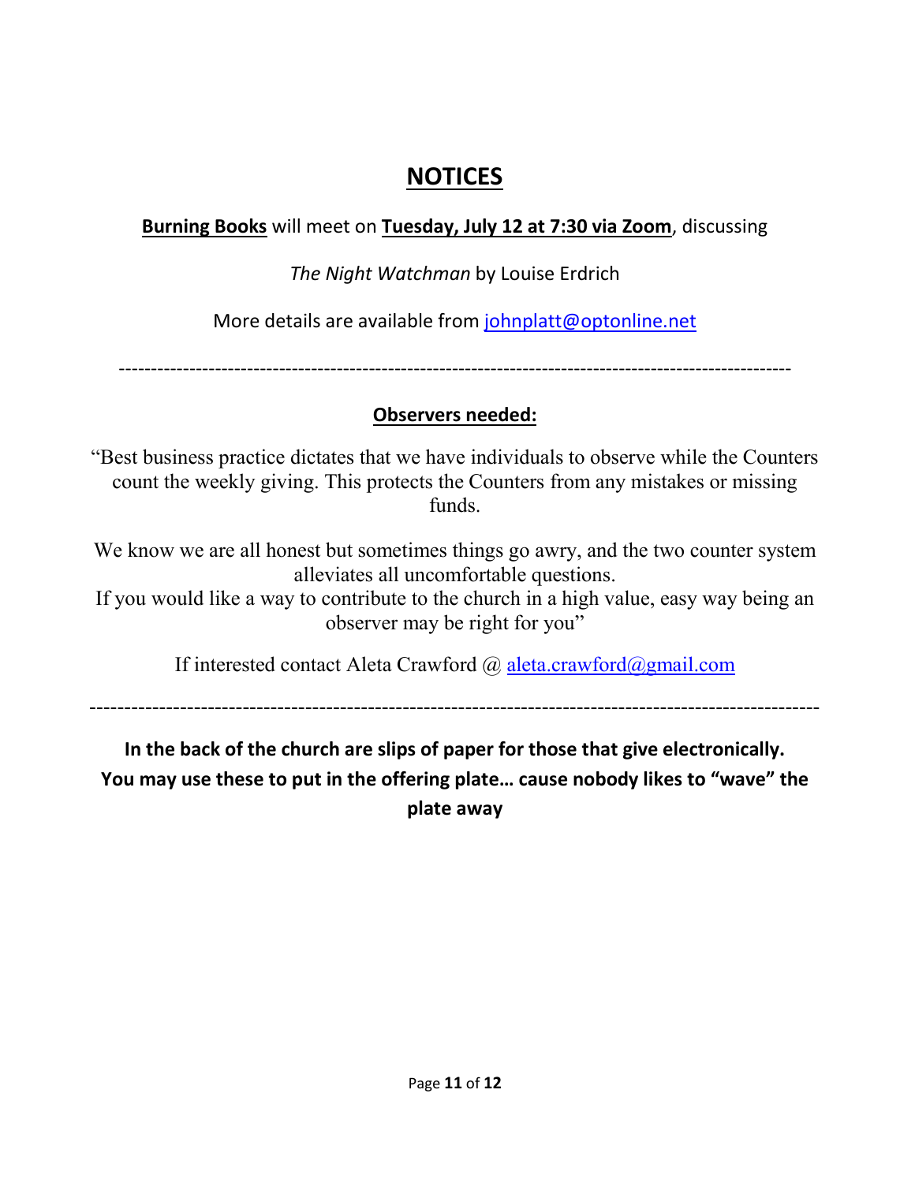# NOTICES

**Burning Books** will meet on **Tuesday, July 12 at 7:30 via Zoom**, discussing

*The Night Watchman* by Louise Erdrich

More details are available from johnplatt@optonline.net

---

## Observers needed:

"Best business practice dictates that we have individuals to observe while the Counters count the weekly giving. This protects the Counters from any mistakes or missing funds.

We know we are all honest but sometimes things go awry, and the two counter system alleviates all uncomfortable questions.
If you would like a way to contribute to the church in a high value, easy way being an observer may be right for you"

If interested contact Aleta Crawford @ aleta.crawford@gmail.com

---

**In the back of the church are slips of paper for those that give electronically. You may use these to put in the offering plate… cause nobody likes to "wave" the plate away**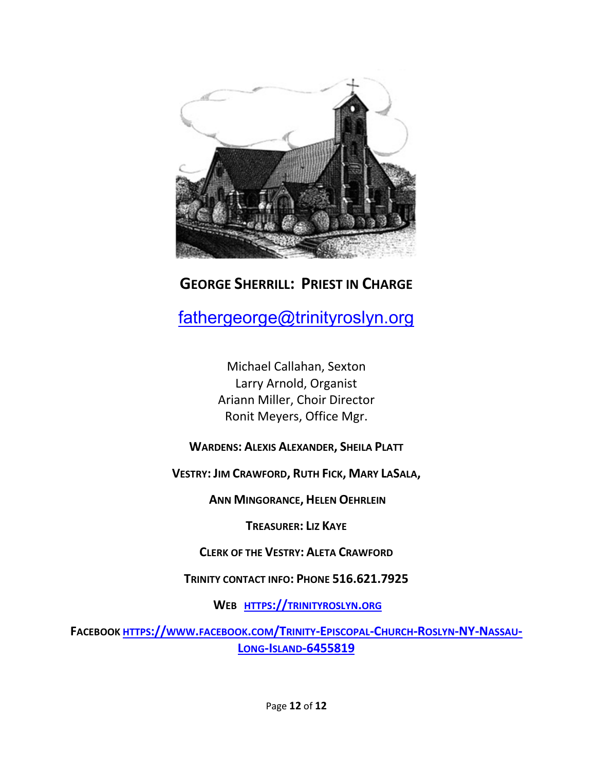**GEORGE SHERRILL: PRIEST IN CHARGE**

fathergeorge@trinityroslyn.org

Michael Callahan, Sexton
Larry Arnold, Organist
Ariann Miller, Choir Director
Ronit Meyers, Office Mgr.

**WARDENS: ALEXIS ALEXANDER, SHEILA PLATT**

**VESTRY: JIM CRAWFORD, RUTH FICK, MARY LASALA,**

**ANN MINGORANCE, HELEN OEHRLEIN**

**TREASURER: LIZ KAYE**

**CLERK OF THE VESTRY: ALETA CRAWFORD**

**TRINITY CONTACT INFO: PHONE 516.621.7925**

**WEB** HTTPS://TRINITYROSLYN.ORG

**FACEBOOK** HTTPS://WWW.FACEBOOK.COM/TRINITY-EPISCOPAL-CHURCH-ROSLYN-NY-NASSAU-LONG-ISLAND-6455819